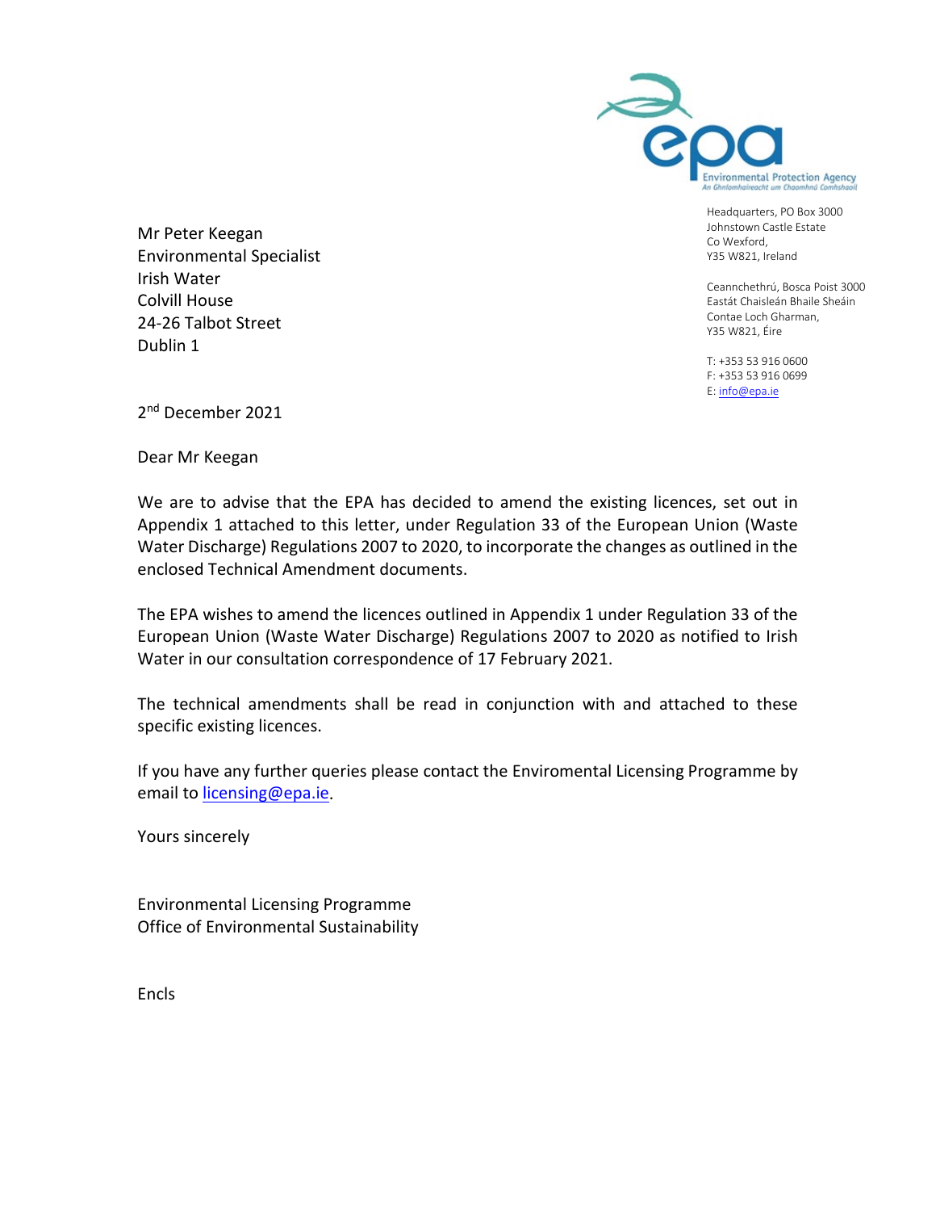Environmental Protection Agency
An Ghníomhaireacht um Chaomhnú Comhshaoil

Headquarters, PO Box 3000
Johnstown Castle Estate
Co Wexford,
Y35 W821, Ireland

Ceannchethrú, Bosca Poist 3000
Eastát Chaisleán Bhaile Sheáin
Contae Loch Gharman,
Y35 W821, Éire

T: +353 53 916 0600
F: +353 53 916 0699
E: info@epa.ie

Mr Peter Keegan
Environmental Specialist
Irish Water
Colvill House
24-26 Talbot Street
Dublin 1

2nd December 2021

Dear Mr Keegan

We are to advise that the EPA has decided to amend the existing licences, set out in Appendix 1 attached to this letter, under Regulation 33 of the European Union (Waste Water Discharge) Regulations 2007 to 2020, to incorporate the changes as outlined in the enclosed Technical Amendment documents.

The EPA wishes to amend the licences outlined in Appendix 1 under Regulation 33 of the European Union (Waste Water Discharge) Regulations 2007 to 2020 as notified to Irish Water in our consultation correspondence of 17 February 2021.

The technical amendments shall be read in conjunction with and attached to these specific existing licences.

If you have any further queries please contact the Enviromental Licensing Programme by email to licensing@epa.ie.

Yours sincerely

Environmental Licensing Programme
Office of Environmental Sustainability

Encls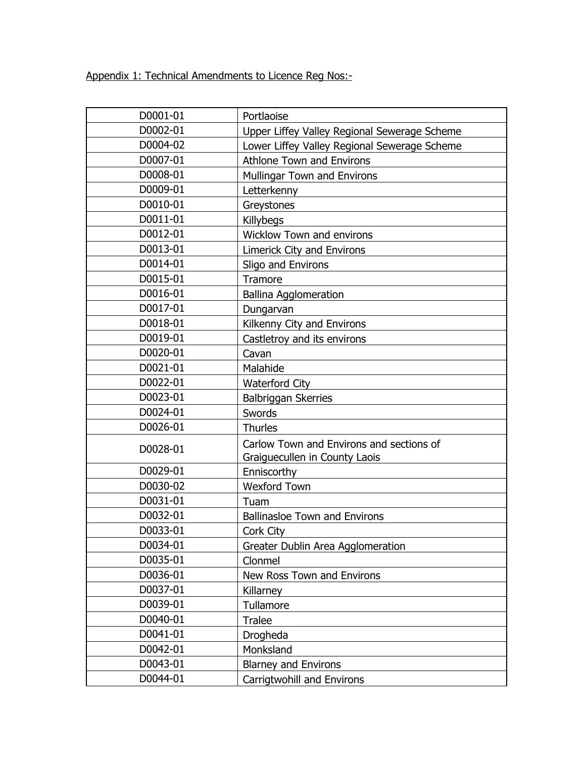Appendix 1: Technical Amendments to Licence Reg Nos:-

| | |
|---|---|
| D0001-01 | Portlaoise |
| D0002-01 | Upper Liffey Valley Regional Sewerage Scheme |
| D0004-02 | Lower Liffey Valley Regional Sewerage Scheme |
| D0007-01 | Athlone Town and Environs |
| D0008-01 | Mullingar Town and Environs |
| D0009-01 | Letterkenny |
| D0010-01 | Greystones |
| D0011-01 | Killybegs |
| D0012-01 | Wicklow Town and environs |
| D0013-01 | Limerick City and Environs |
| D0014-01 | Sligo and Environs |
| D0015-01 | Tramore |
| D0016-01 | Ballina Agglomeration |
| D0017-01 | Dungarvan |
| D0018-01 | Kilkenny City and Environs |
| D0019-01 | Castletroy and its environs |
| D0020-01 | Cavan |
| D0021-01 | Malahide |
| D0022-01 | Waterford City |
| D0023-01 | Balbriggan Skerries |
| D0024-01 | Swords |
| D0026-01 | Thurles |
| D0028-01 | Carlow Town and Environs and sections of Graiguecullen in County Laois |
| D0029-01 | Enniscorthy |
| D0030-02 | Wexford Town |
| D0031-01 | Tuam |
| D0032-01 | Ballinasloe Town and Environs |
| D0033-01 | Cork City |
| D0034-01 | Greater Dublin Area Agglomeration |
| D0035-01 | Clonmel |
| D0036-01 | New Ross Town and Environs |
| D0037-01 | Killarney |
| D0039-01 | Tullamore |
| D0040-01 | Tralee |
| D0041-01 | Drogheda |
| D0042-01 | Monksland |
| D0043-01 | Blarney and Environs |
| D0044-01 | Carrigtwohill and Environs |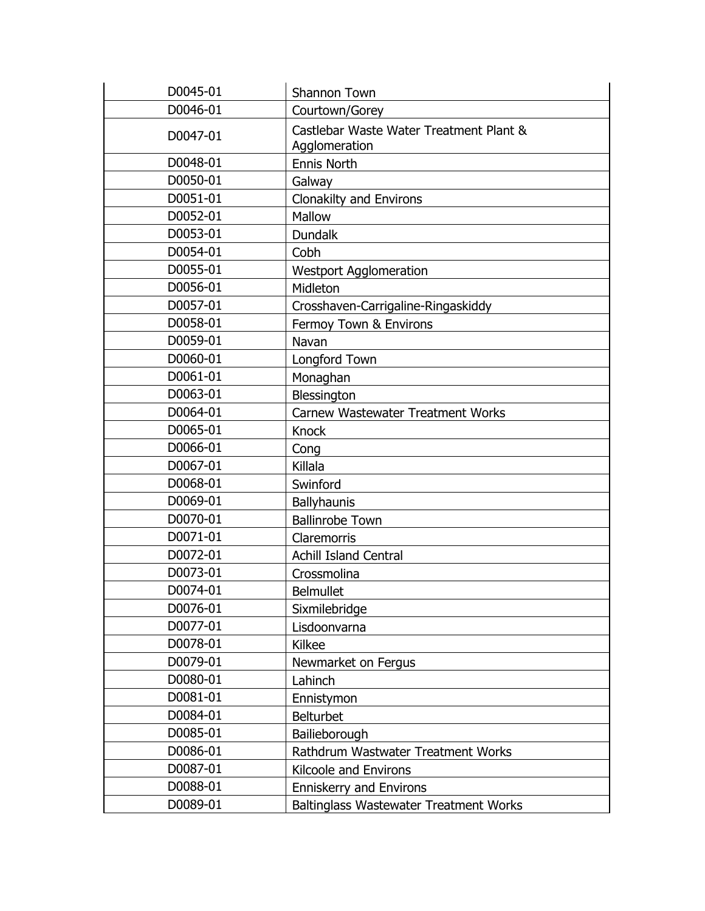| D0045-01 | Shannon Town |
|---|---|
| D0046-01 | Courtown/Gorey |
| D0047-01 | Castlebar Waste Water Treatment Plant & Agglomeration |
| D0048-01 | Ennis North |
| D0050-01 | Galway |
| D0051-01 | Clonakilty and Environs |
| D0052-01 | Mallow |
| D0053-01 | Dundalk |
| D0054-01 | Cobh |
| D0055-01 | Westport Agglomeration |
| D0056-01 | Midleton |
| D0057-01 | Crosshaven-Carrigaline-Ringaskiddy |
| D0058-01 | Fermoy Town & Environs |
| D0059-01 | Navan |
| D0060-01 | Longford Town |
| D0061-01 | Monaghan |
| D0063-01 | Blessington |
| D0064-01 | Carnew Wastewater Treatment Works |
| D0065-01 | Knock |
| D0066-01 | Cong |
| D0067-01 | Killala |
| D0068-01 | Swinford |
| D0069-01 | Ballyhaunis |
| D0070-01 | Ballinrobe Town |
| D0071-01 | Claremorris |
| D0072-01 | Achill Island Central |
| D0073-01 | Crossmolina |
| D0074-01 | Belmullet |
| D0076-01 | Sixmilebridge |
| D0077-01 | Lisdoonvarna |
| D0078-01 | Kilkee |
| D0079-01 | Newmarket on Fergus |
| D0080-01 | Lahinch |
| D0081-01 | Ennistymon |
| D0084-01 | Belturbet |
| D0085-01 | Bailieborough |
| D0086-01 | Rathdrum Wastwater Treatment Works |
| D0087-01 | Kilcoole and Environs |
| D0088-01 | Enniskerry and Environs |
| D0089-01 | Baltinglass Wastewater Treatment Works |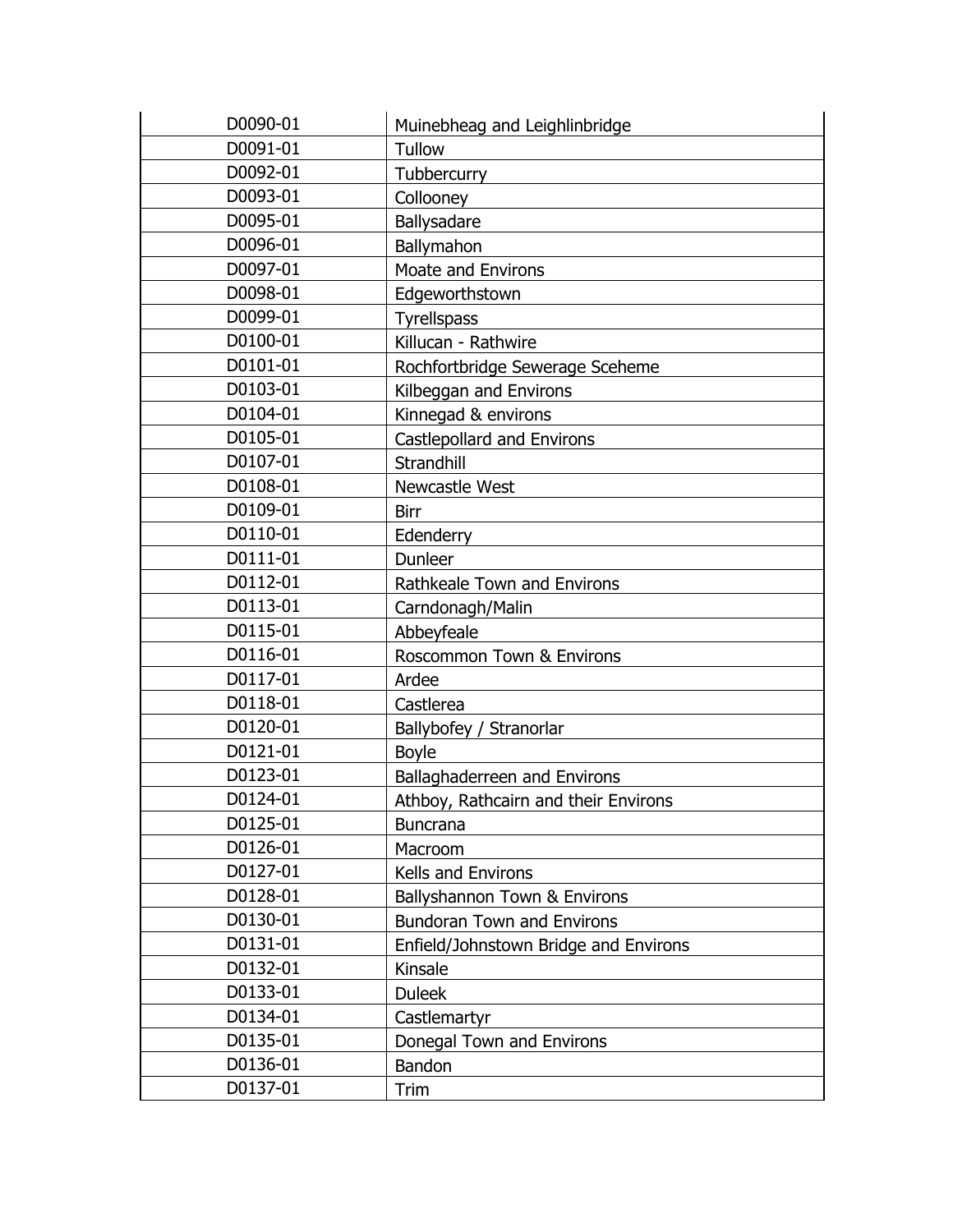| | |
|---|---|
| D0090-01 | Muinebheag and Leighlinbridge |
| D0091-01 | Tullow |
| D0092-01 | Tubbercurry |
| D0093-01 | Collooney |
| D0095-01 | Ballysadare |
| D0096-01 | Ballymahon |
| D0097-01 | Moate and Environs |
| D0098-01 | Edgeworthstown |
| D0099-01 | Tyrellspass |
| D0100-01 | Killucan - Rathwire |
| D0101-01 | Rochfortbridge Sewerage Sceheme |
| D0103-01 | Kilbeggan and Environs |
| D0104-01 | Kinnegad & environs |
| D0105-01 | Castlepollard and Environs |
| D0107-01 | Strandhill |
| D0108-01 | Newcastle West |
| D0109-01 | Birr |
| D0110-01 | Edenderry |
| D0111-01 | Dunleer |
| D0112-01 | Rathkeale Town and Environs |
| D0113-01 | Carndonagh/Malin |
| D0115-01 | Abbeyfeale |
| D0116-01 | Roscommon Town & Environs |
| D0117-01 | Ardee |
| D0118-01 | Castlerea |
| D0120-01 | Ballybofey / Stranorlar |
| D0121-01 | Boyle |
| D0123-01 | Ballaghaderreen and Environs |
| D0124-01 | Athboy, Rathcairn and their Environs |
| D0125-01 | Buncrana |
| D0126-01 | Macroom |
| D0127-01 | Kells and Environs |
| D0128-01 | Ballyshannon Town & Environs |
| D0130-01 | Bundoran Town and Environs |
| D0131-01 | Enfield/Johnstown Bridge and Environs |
| D0132-01 | Kinsale |
| D0133-01 | Duleek |
| D0134-01 | Castlemartyr |
| D0135-01 | Donegal Town and Environs |
| D0136-01 | Bandon |
| D0137-01 | Trim |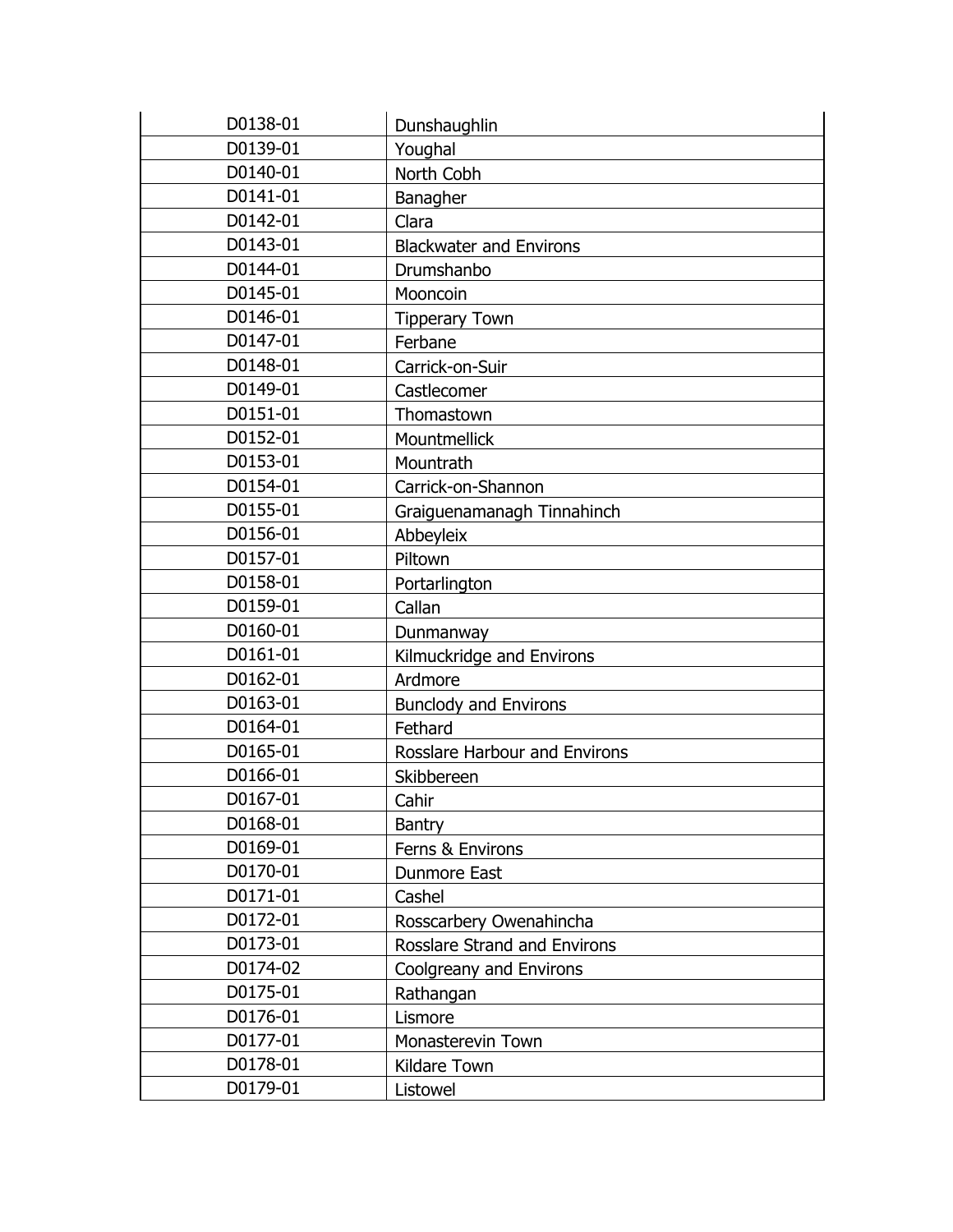| | |
|---|---|
| D0138-01 | Dunshaughlin |
| D0139-01 | Youghal |
| D0140-01 | North Cobh |
| D0141-01 | Banagher |
| D0142-01 | Clara |
| D0143-01 | Blackwater and Environs |
| D0144-01 | Drumshanbo |
| D0145-01 | Mooncoin |
| D0146-01 | Tipperary Town |
| D0147-01 | Ferbane |
| D0148-01 | Carrick-on-Suir |
| D0149-01 | Castlecomer |
| D0151-01 | Thomastown |
| D0152-01 | Mountmellick |
| D0153-01 | Mountrath |
| D0154-01 | Carrick-on-Shannon |
| D0155-01 | Graiguenamanagh Tinnahinch |
| D0156-01 | Abbeyleix |
| D0157-01 | Piltown |
| D0158-01 | Portarlington |
| D0159-01 | Callan |
| D0160-01 | Dunmanway |
| D0161-01 | Kilmuckridge and Environs |
| D0162-01 | Ardmore |
| D0163-01 | Bunclody and Environs |
| D0164-01 | Fethard |
| D0165-01 | Rosslare Harbour and Environs |
| D0166-01 | Skibbereen |
| D0167-01 | Cahir |
| D0168-01 | Bantry |
| D0169-01 | Ferns & Environs |
| D0170-01 | Dunmore East |
| D0171-01 | Cashel |
| D0172-01 | Rosscarbery Owenahincha |
| D0173-01 | Rosslare Strand and Environs |
| D0174-02 | Coolgreany and Environs |
| D0175-01 | Rathangan |
| D0176-01 | Lismore |
| D0177-01 | Monasterevin Town |
| D0178-01 | Kildare Town |
| D0179-01 | Listowel |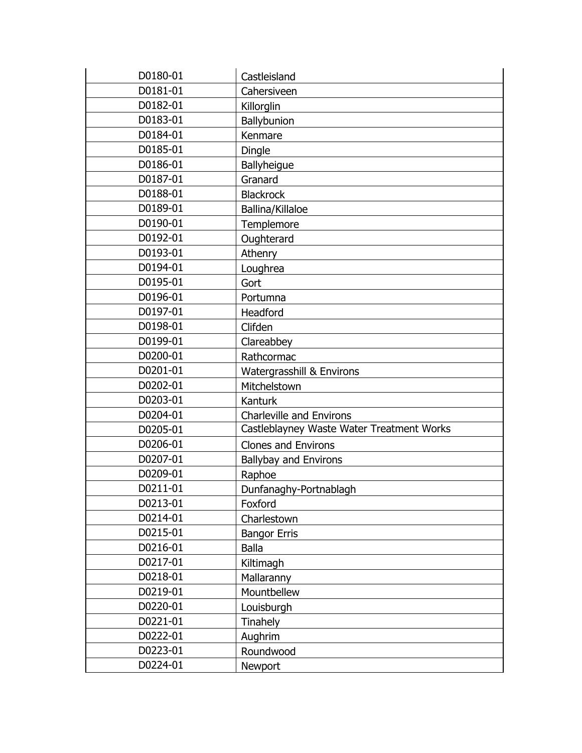| | |
|---|---|
| D0180-01 | Castleisland |
| D0181-01 | Cahersiveen |
| D0182-01 | Killorglin |
| D0183-01 | Ballybunion |
| D0184-01 | Kenmare |
| D0185-01 | Dingle |
| D0186-01 | Ballyheigue |
| D0187-01 | Granard |
| D0188-01 | Blackrock |
| D0189-01 | Ballina/Killaloe |
| D0190-01 | Templemore |
| D0192-01 | Oughterard |
| D0193-01 | Athenry |
| D0194-01 | Loughrea |
| D0195-01 | Gort |
| D0196-01 | Portumna |
| D0197-01 | Headford |
| D0198-01 | Clifden |
| D0199-01 | Clareabbey |
| D0200-01 | Rathcormac |
| D0201-01 | Watergrasshill & Environs |
| D0202-01 | Mitchelstown |
| D0203-01 | Kanturk |
| D0204-01 | Charleville and Environs |
| D0205-01 | Castleblayney Waste Water Treatment Works |
| D0206-01 | Clones and Environs |
| D0207-01 | Ballybay and Environs |
| D0209-01 | Raphoe |
| D0211-01 | Dunfanaghy-Portnablagh |
| D0213-01 | Foxford |
| D0214-01 | Charlestown |
| D0215-01 | Bangor Erris |
| D0216-01 | Balla |
| D0217-01 | Kiltimagh |
| D0218-01 | Mallaranny |
| D0219-01 | Mountbellew |
| D0220-01 | Louisburgh |
| D0221-01 | Tinahely |
| D0222-01 | Aughrim |
| D0223-01 | Roundwood |
| D0224-01 | Newport |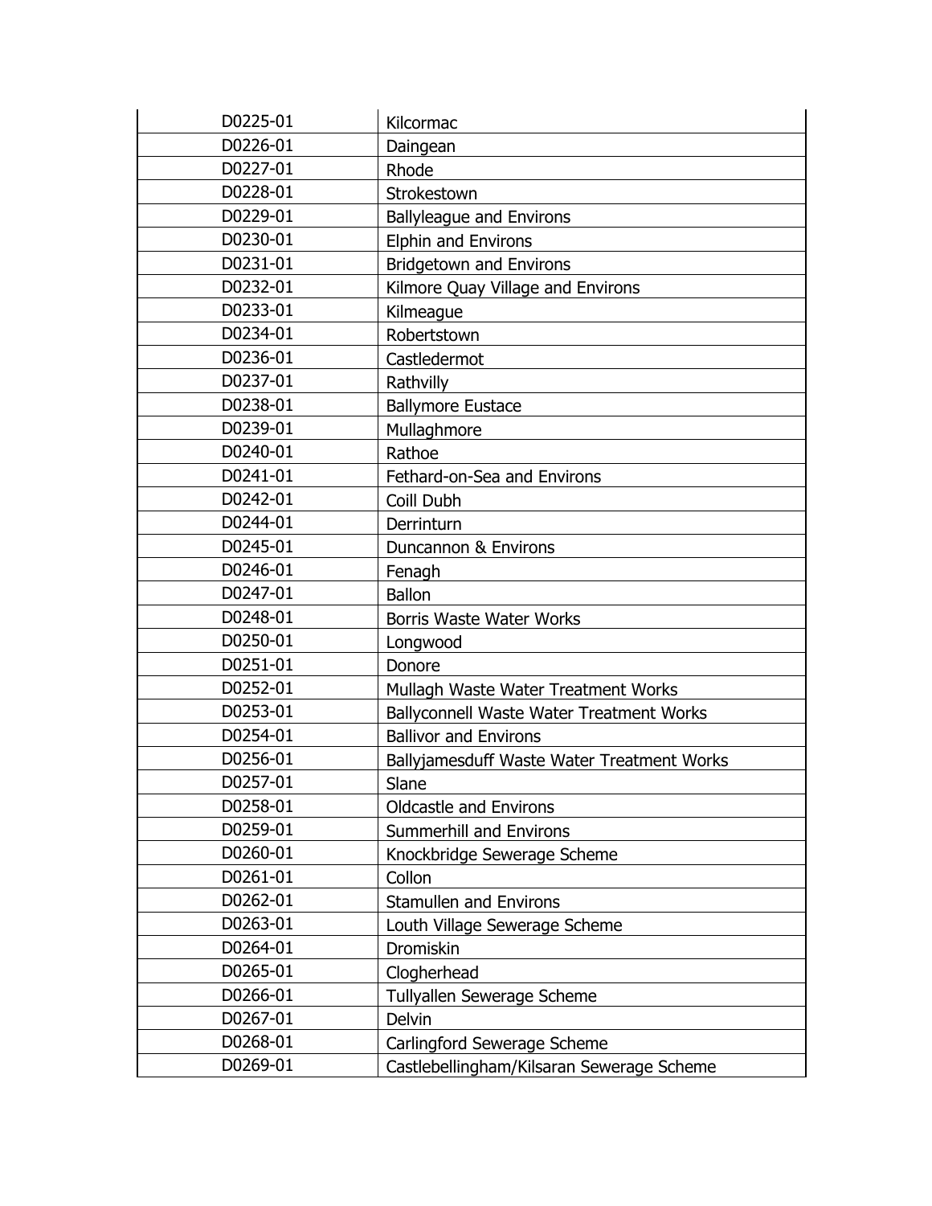| | |
|---|---|
| D0225-01 | Kilcormac |
| D0226-01 | Daingean |
| D0227-01 | Rhode |
| D0228-01 | Strokestown |
| D0229-01 | Ballyleague and Environs |
| D0230-01 | Elphin and Environs |
| D0231-01 | Bridgetown and Environs |
| D0232-01 | Kilmore Quay Village and Environs |
| D0233-01 | Kilmeague |
| D0234-01 | Robertstown |
| D0236-01 | Castledermot |
| D0237-01 | Rathvilly |
| D0238-01 | Ballymore Eustace |
| D0239-01 | Mullaghmore |
| D0240-01 | Rathoe |
| D0241-01 | Fethard-on-Sea and Environs |
| D0242-01 | Coill Dubh |
| D0244-01 | Derrinturn |
| D0245-01 | Duncannon & Environs |
| D0246-01 | Fenagh |
| D0247-01 | Ballon |
| D0248-01 | Borris Waste Water Works |
| D0250-01 | Longwood |
| D0251-01 | Donore |
| D0252-01 | Mullagh Waste Water Treatment Works |
| D0253-01 | Ballyconnell Waste Water Treatment Works |
| D0254-01 | Ballivor and Environs |
| D0256-01 | Ballyjamesduff Waste Water Treatment Works |
| D0257-01 | Slane |
| D0258-01 | Oldcastle and Environs |
| D0259-01 | Summerhill and Environs |
| D0260-01 | Knockbridge Sewerage Scheme |
| D0261-01 | Collon |
| D0262-01 | Stamullen and Environs |
| D0263-01 | Louth Village Sewerage Scheme |
| D0264-01 | Dromiskin |
| D0265-01 | Clogherhead |
| D0266-01 | Tullyallen Sewerage Scheme |
| D0267-01 | Delvin |
| D0268-01 | Carlingford Sewerage Scheme |
| D0269-01 | Castlebellingham/Kilsaran Sewerage Scheme |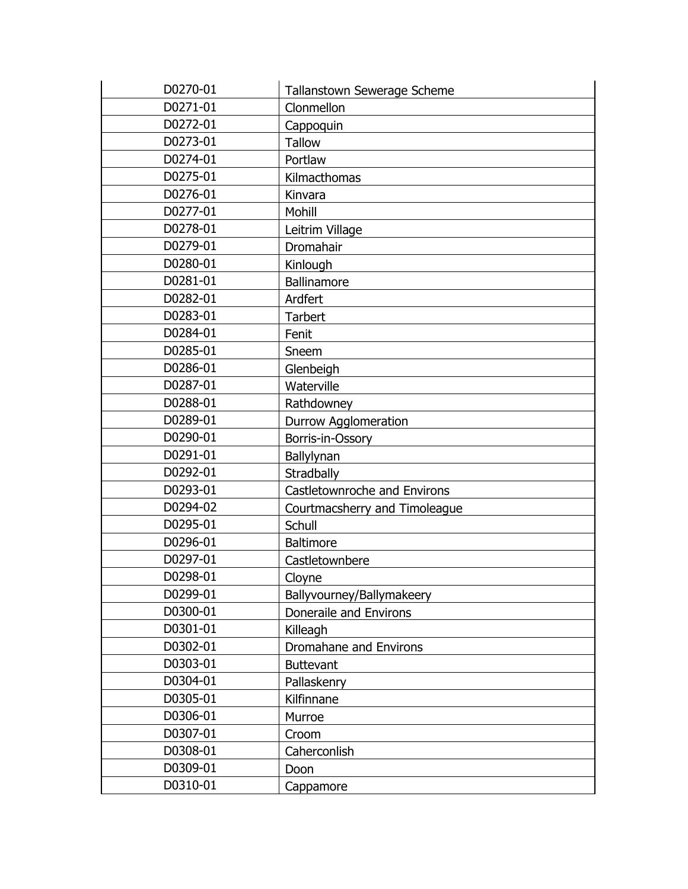| D0270-01 | Tallanstown Sewerage Scheme |
|---|---|
| D0271-01 | Clonmellon |
| D0272-01 | Cappoquin |
| D0273-01 | Tallow |
| D0274-01 | Portlaw |
| D0275-01 | Kilmacthomas |
| D0276-01 | Kinvara |
| D0277-01 | Mohill |
| D0278-01 | Leitrim Village |
| D0279-01 | Dromahair |
| D0280-01 | Kinlough |
| D0281-01 | Ballinamore |
| D0282-01 | Ardfert |
| D0283-01 | Tarbert |
| D0284-01 | Fenit |
| D0285-01 | Sneem |
| D0286-01 | Glenbeigh |
| D0287-01 | Waterville |
| D0288-01 | Rathdowney |
| D0289-01 | Durrow Agglomeration |
| D0290-01 | Borris-in-Ossory |
| D0291-01 | Ballylynan |
| D0292-01 | Stradbally |
| D0293-01 | Castletownroche and Environs |
| D0294-02 | Courtmacsherry and Timoleague |
| D0295-01 | Schull |
| D0296-01 | Baltimore |
| D0297-01 | Castletownbere |
| D0298-01 | Cloyne |
| D0299-01 | Ballyvourney/Ballymakeery |
| D0300-01 | Doneraile and Environs |
| D0301-01 | Killeagh |
| D0302-01 | Dromahane and Environs |
| D0303-01 | Buttevant |
| D0304-01 | Pallaskenry |
| D0305-01 | Kilfinnane |
| D0306-01 | Murroe |
| D0307-01 | Croom |
| D0308-01 | Caherconlish |
| D0309-01 | Doon |
| D0310-01 | Cappamore |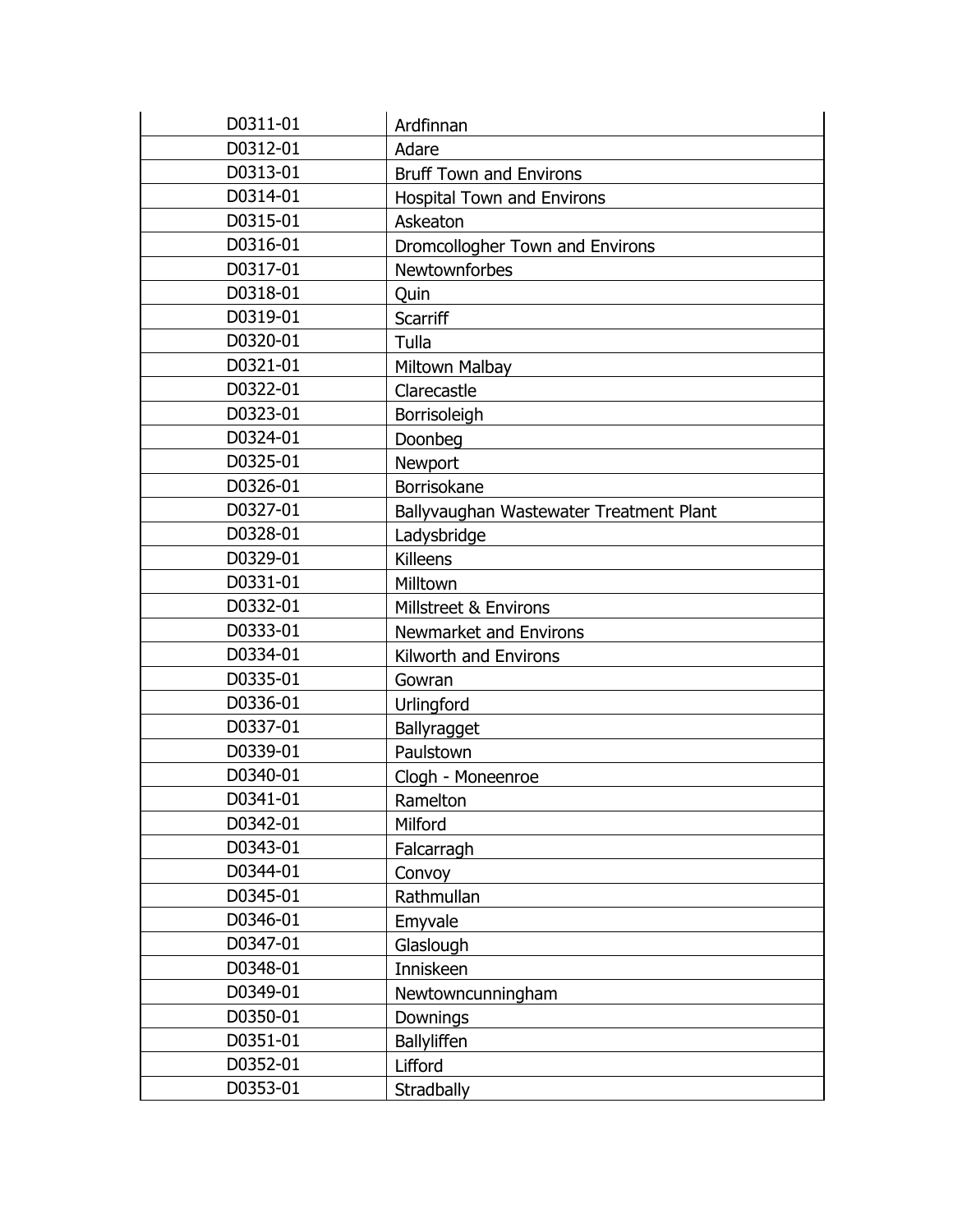| D0311-01 | Ardfinnan |
|---|---|
| D0312-01 | Adare |
| D0313-01 | Bruff Town and Environs |
| D0314-01 | Hospital Town and Environs |
| D0315-01 | Askeaton |
| D0316-01 | Dromcollogher Town and Environs |
| D0317-01 | Newtownforbes |
| D0318-01 | Quin |
| D0319-01 | Scarriff |
| D0320-01 | Tulla |
| D0321-01 | Miltown Malbay |
| D0322-01 | Clarecastle |
| D0323-01 | Borrisoleigh |
| D0324-01 | Doonbeg |
| D0325-01 | Newport |
| D0326-01 | Borrisokane |
| D0327-01 | Ballyvaughan Wastewater Treatment Plant |
| D0328-01 | Ladysbridge |
| D0329-01 | Killeens |
| D0331-01 | Milltown |
| D0332-01 | Millstreet & Environs |
| D0333-01 | Newmarket and Environs |
| D0334-01 | Kilworth and Environs |
| D0335-01 | Gowran |
| D0336-01 | Urlingford |
| D0337-01 | Ballyragget |
| D0339-01 | Paulstown |
| D0340-01 | Clogh - Moneenroe |
| D0341-01 | Ramelton |
| D0342-01 | Milford |
| D0343-01 | Falcarragh |
| D0344-01 | Convoy |
| D0345-01 | Rathmullan |
| D0346-01 | Emyvale |
| D0347-01 | Glaslough |
| D0348-01 | Inniskeen |
| D0349-01 | Newtowncunningham |
| D0350-01 | Downings |
| D0351-01 | Ballyliffen |
| D0352-01 | Lifford |
| D0353-01 | Stradbally |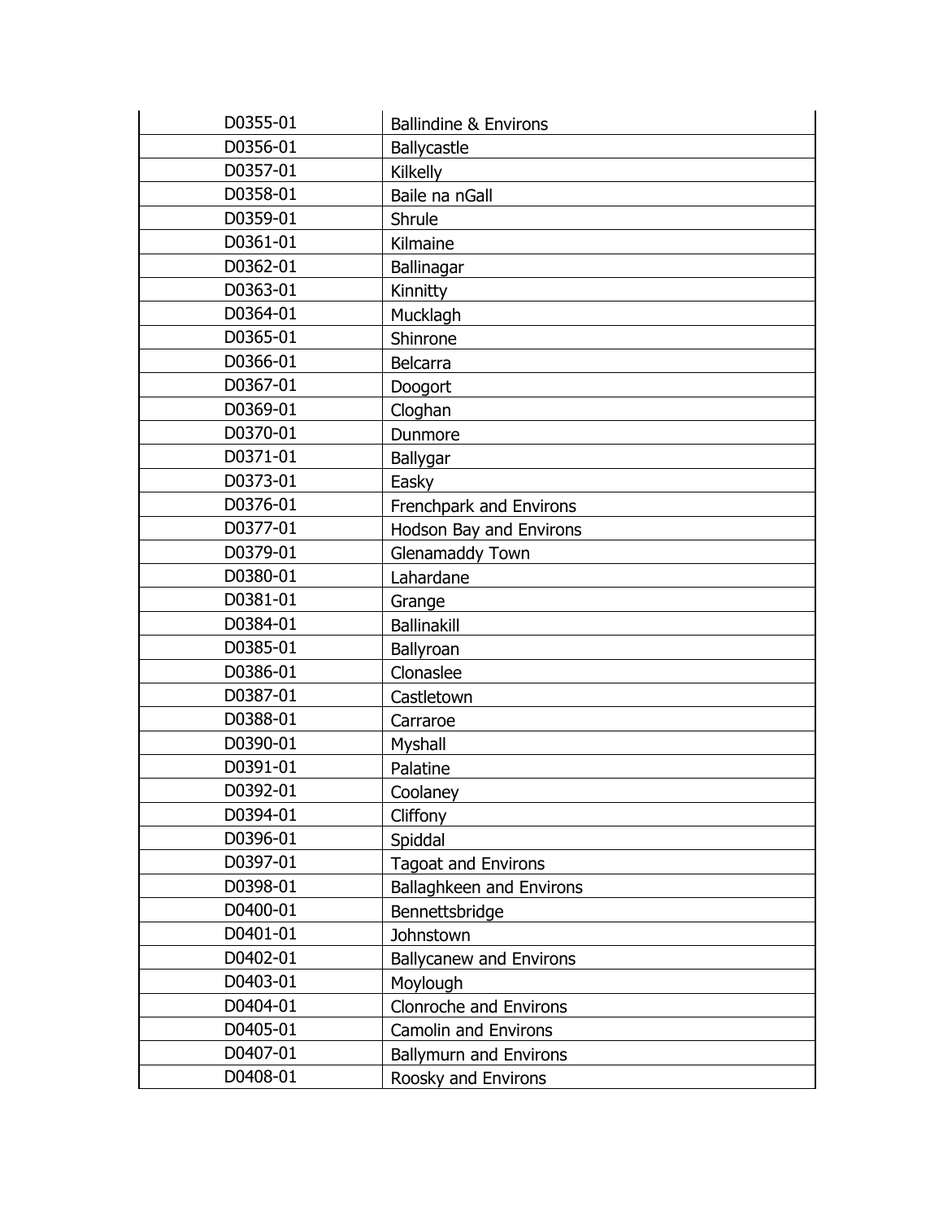| | |
|---|---|
| D0355-01 | Ballindine & Environs |
| D0356-01 | Ballycastle |
| D0357-01 | Kilkelly |
| D0358-01 | Baile na nGall |
| D0359-01 | Shrule |
| D0361-01 | Kilmaine |
| D0362-01 | Ballinagar |
| D0363-01 | Kinnitty |
| D0364-01 | Mucklagh |
| D0365-01 | Shinrone |
| D0366-01 | Belcarra |
| D0367-01 | Doogort |
| D0369-01 | Cloghan |
| D0370-01 | Dunmore |
| D0371-01 | Ballygar |
| D0373-01 | Easky |
| D0376-01 | Frenchpark and Environs |
| D0377-01 | Hodson Bay and Environs |
| D0379-01 | Glenamaddy Town |
| D0380-01 | Lahardane |
| D0381-01 | Grange |
| D0384-01 | Ballinakill |
| D0385-01 | Ballyroan |
| D0386-01 | Clonaslee |
| D0387-01 | Castletown |
| D0388-01 | Carraroe |
| D0390-01 | Myshall |
| D0391-01 | Palatine |
| D0392-01 | Coolaney |
| D0394-01 | Cliffony |
| D0396-01 | Spiddal |
| D0397-01 | Tagoat and Environs |
| D0398-01 | Ballaghkeen and Environs |
| D0400-01 | Bennettsbridge |
| D0401-01 | Johnstown |
| D0402-01 | Ballycanew and Environs |
| D0403-01 | Moylough |
| D0404-01 | Clonroche and Environs |
| D0405-01 | Camolin and Environs |
| D0407-01 | Ballymurn and Environs |
| D0408-01 | Roosky and Environs |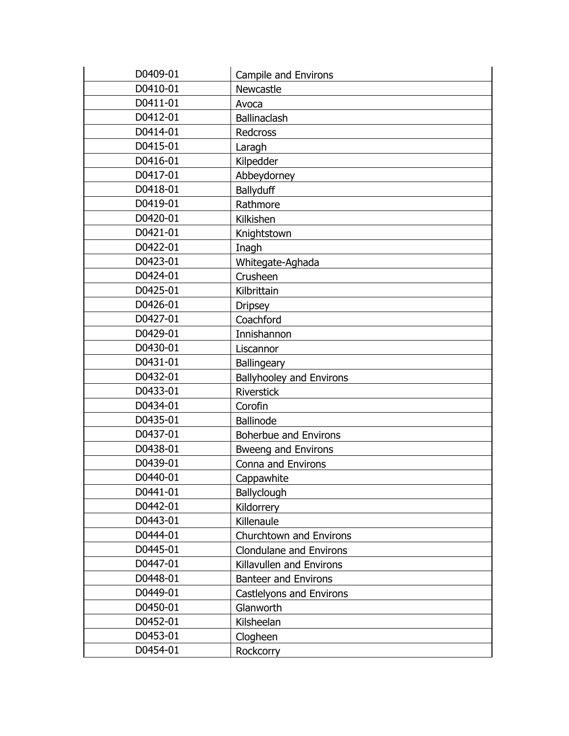| D0409-01 | Campile and Environs |
|---|---|
| D0410-01 | Newcastle |
| D0411-01 | Avoca |
| D0412-01 | Ballinaclash |
| D0414-01 | Redcross |
| D0415-01 | Laragh |
| D0416-01 | Kilpedder |
| D0417-01 | Abbeydorney |
| D0418-01 | Ballyduff |
| D0419-01 | Rathmore |
| D0420-01 | Kilkishen |
| D0421-01 | Knightstown |
| D0422-01 | Inagh |
| D0423-01 | Whitegate-Aghada |
| D0424-01 | Crusheen |
| D0425-01 | Kilbrittain |
| D0426-01 | Dripsey |
| D0427-01 | Coachford |
| D0429-01 | Innishannon |
| D0430-01 | Liscannor |
| D0431-01 | Ballingeary |
| D0432-01 | Ballyhooley and Environs |
| D0433-01 | Riverstick |
| D0434-01 | Corofin |
| D0435-01 | Ballinode |
| D0437-01 | Boherbue and Environs |
| D0438-01 | Bweeng and Environs |
| D0439-01 | Conna and Environs |
| D0440-01 | Cappawhite |
| D0441-01 | Ballyclough |
| D0442-01 | Kildorrery |
| D0443-01 | Killenaule |
| D0444-01 | Churchtown and Environs |
| D0445-01 | Clondulane and Environs |
| D0447-01 | Killavullen and Environs |
| D0448-01 | Banteer and Environs |
| D0449-01 | Castlelyons and Environs |
| D0450-01 | Glanworth |
| D0452-01 | Kilsheelan |
| D0453-01 | Clogheen |
| D0454-01 | Rockcorry |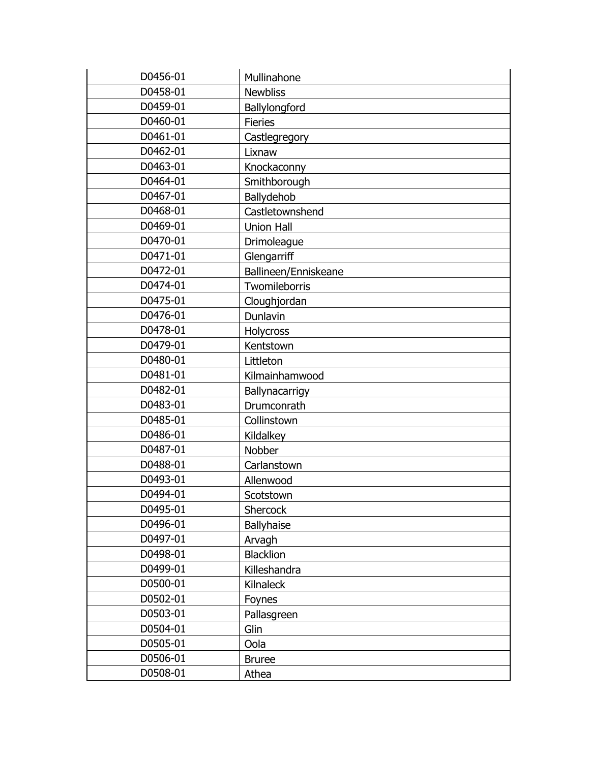| | |
|---|---|
| D0456-01 | Mullinahone |
| D0458-01 | Newbliss |
| D0459-01 | Ballylongford |
| D0460-01 | Fieries |
| D0461-01 | Castlegregory |
| D0462-01 | Lixnaw |
| D0463-01 | Knockaconny |
| D0464-01 | Smithborough |
| D0467-01 | Ballydehob |
| D0468-01 | Castletownshend |
| D0469-01 | Union Hall |
| D0470-01 | Drimoleague |
| D0471-01 | Glengarriff |
| D0472-01 | Ballineen/Enniskeane |
| D0474-01 | Twomileborris |
| D0475-01 | Cloughjordan |
| D0476-01 | Dunlavin |
| D0478-01 | Holycross |
| D0479-01 | Kentstown |
| D0480-01 | Littleton |
| D0481-01 | Kilmainhamwood |
| D0482-01 | Ballynacarrigy |
| D0483-01 | Drumconrath |
| D0485-01 | Collinstown |
| D0486-01 | Kildalkey |
| D0487-01 | Nobber |
| D0488-01 | Carlanstown |
| D0493-01 | Allenwood |
| D0494-01 | Scotstown |
| D0495-01 | Shercock |
| D0496-01 | Ballyhaise |
| D0497-01 | Arvagh |
| D0498-01 | Blacklion |
| D0499-01 | Killeshandra |
| D0500-01 | Kilnaleck |
| D0502-01 | Foynes |
| D0503-01 | Pallasgreen |
| D0504-01 | Glin |
| D0505-01 | Oola |
| D0506-01 | Bruree |
| D0508-01 | Athea |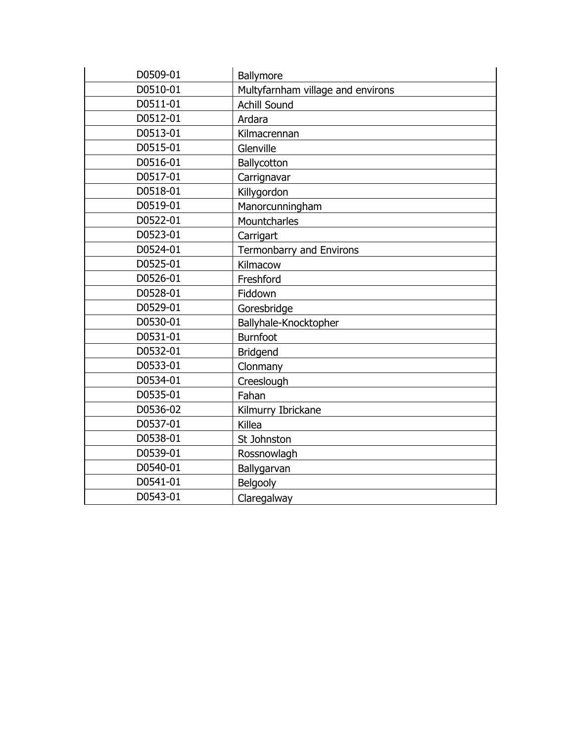| | |
|---|---|
| D0509-01 | Ballymore |
| D0510-01 | Multyfarnham village and environs |
| D0511-01 | Achill Sound |
| D0512-01 | Ardara |
| D0513-01 | Kilmacrennan |
| D0515-01 | Glenville |
| D0516-01 | Ballycotton |
| D0517-01 | Carrignavar |
| D0518-01 | Killygordon |
| D0519-01 | Manorcunningham |
| D0522-01 | Mountcharles |
| D0523-01 | Carrigart |
| D0524-01 | Termonbarry and Environs |
| D0525-01 | Kilmacow |
| D0526-01 | Freshford |
| D0528-01 | Fiddown |
| D0529-01 | Goresbridge |
| D0530-01 | Ballyhale-Knocktopher |
| D0531-01 | Burnfoot |
| D0532-01 | Bridgend |
| D0533-01 | Clonmany |
| D0534-01 | Creeslough |
| D0535-01 | Fahan |
| D0536-02 | Kilmurry Ibrickane |
| D0537-01 | Killea |
| D0538-01 | St Johnston |
| D0539-01 | Rossnowlagh |
| D0540-01 | Ballygarvan |
| D0541-01 | Belgooly |
| D0543-01 | Claregalway |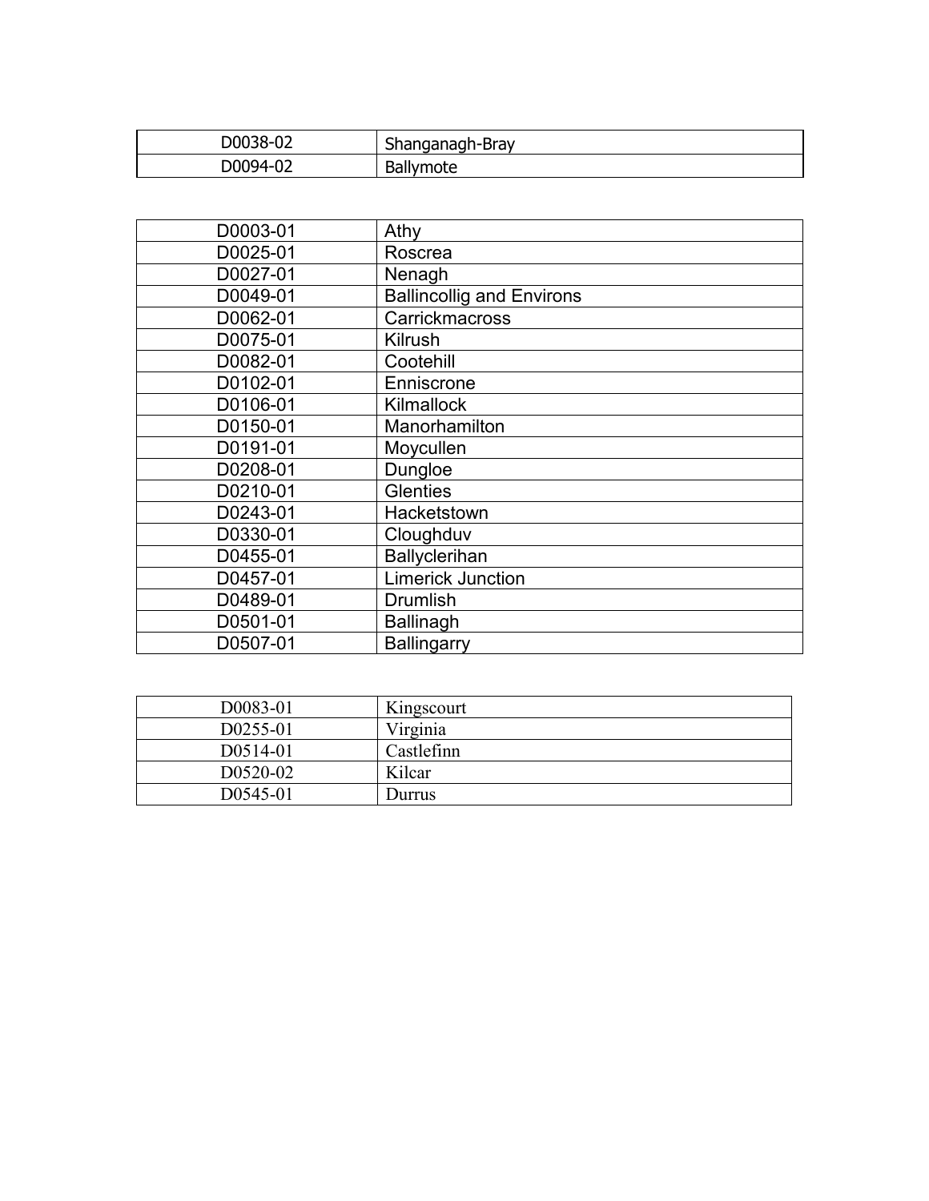| | |
|---|---|
| D0038-02 | Shanganagh-Bray |
| D0094-02 | Ballymote |

| | |
|---|---|
| D0003-01 | Athy |
| D0025-01 | Roscrea |
| D0027-01 | Nenagh |
| D0049-01 | Ballincollig and Environs |
| D0062-01 | Carrickmacross |
| D0075-01 | Kilrush |
| D0082-01 | Cootehill |
| D0102-01 | Enniscrone |
| D0106-01 | Kilmallock |
| D0150-01 | Manorhamilton |
| D0191-01 | Moycullen |
| D0208-01 | Dungloe |
| D0210-01 | Glenties |
| D0243-01 | Hacketstown |
| D0330-01 | Cloughduv |
| D0455-01 | Ballyclerihan |
| D0457-01 | Limerick Junction |
| D0489-01 | Drumlish |
| D0501-01 | Ballinagh |
| D0507-01 | Ballingarry |

| | |
|---|---|
| D0083-01 | Kingscourt |
| D0255-01 | Virginia |
| D0514-01 | Castlefinn |
| D0520-02 | Kilcar |
| D0545-01 | Durrus |